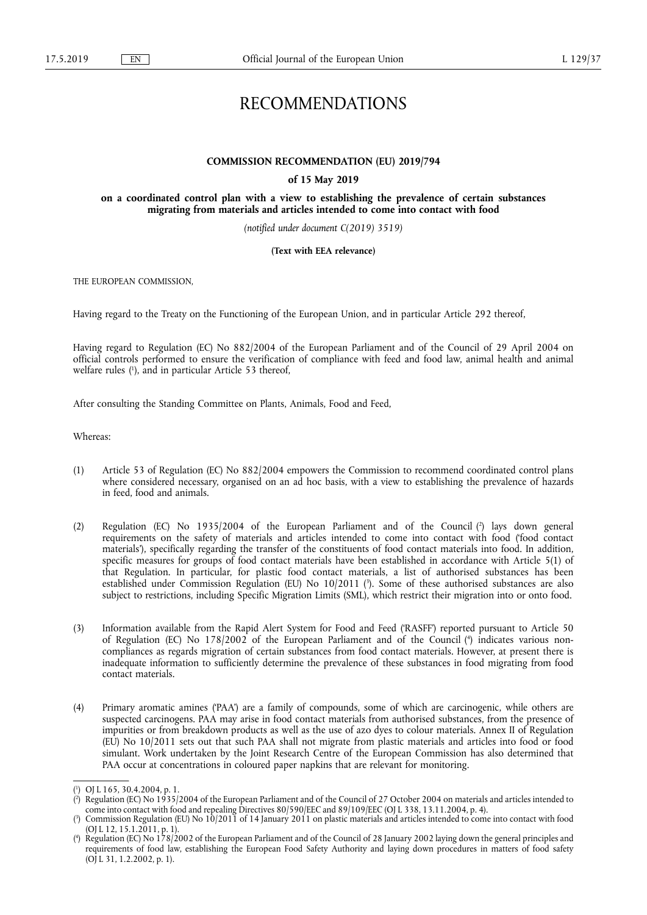# RECOMMENDATIONS

## COMMISSION RECOMMENDATION (EU) 2019/794

### of 15 May 2019

### on a coordinated control plan with a view to establishing the prevalence of certain substances migrating from materials and articles intended to come into contact with food

*(notified under document C(2019) 3519)*

**(Text with EEA relevance)**

THE EUROPEAN COMMISSION,

Having regard to the Treaty on the Functioning of the European Union, and in particular Article 292 thereof,

Having regard to Regulation (EC) No 882/2004 of the European Parliament and of the Council of 29 April 2004 on official controls performed to ensure the verification of compliance with feed and food law, animal health and animal welfare rules [1], and in particular Article 53 thereof,

After consulting the Standing Committee on Plants, Animals, Food and Feed,

Whereas:

(1) Article 53 of Regulation (EC) No 882/2004 empowers the Commission to recommend coordinated control plans where considered necessary, organised on an ad hoc basis, with a view to establishing the prevalence of hazards in feed, food and animals.

(2) Regulation (EC) No 1935/2004 of the European Parliament and of the Council [2] lays down general requirements on the safety of materials and articles intended to come into contact with food ('food contact materials'), specifically regarding the transfer of the constituents of food contact materials into food. In addition, specific measures for groups of food contact materials have been established in accordance with Article 5(1) of that Regulation. In particular, for plastic food contact materials, a list of authorised substances has been established under Commission Regulation (EU) No 10/2011 [3]. Some of these authorised substances are also subject to restrictions, including Specific Migration Limits (SML), which restrict their migration into or onto food.

(3) Information available from the Rapid Alert System for Food and Feed ('RASFF') reported pursuant to Article 50 of Regulation (EC) No 178/2002 of the European Parliament and of the Council [4] indicates various non-compliances as regards migration of certain substances from food contact materials. However, at present there is inadequate information to sufficiently determine the prevalence of these substances in food migrating from food contact materials.

(4) Primary aromatic amines ('PAA') are a family of compounds, some of which are carcinogenic, while others are suspected carcinogens. PAA may arise in food contact materials from authorised substances, from the presence of impurities or from breakdown products as well as the use of azo dyes to colour materials. Annex II of Regulation (EU) No 10/2011 sets out that such PAA shall not migrate from plastic materials and articles into food or food simulant. Work undertaken by the Joint Research Centre of the European Commission has also determined that PAA occur at concentrations in coloured paper napkins that are relevant for monitoring.

---

[1] OJ L 165, 30.4.2004, p. 1.

[2] Regulation (EC) No 1935/2004 of the European Parliament and of the Council of 27 October 2004 on materials and articles intended to come into contact with food and repealing Directives 80/590/EEC and 89/109/EEC (OJ L 338, 13.11.2004, p. 4).

[3] Commission Regulation (EU) No 10/2011 of 14 January 2011 on plastic materials and articles intended to come into contact with food (OJ L 12, 15.1.2011, p. 1).

[4] Regulation (EC) No 178/2002 of the European Parliament and of the Council of 28 January 2002 laying down the general principles and requirements of food law, establishing the European Food Safety Authority and laying down procedures in matters of food safety (OJ L 31, 1.2.2002, p. 1).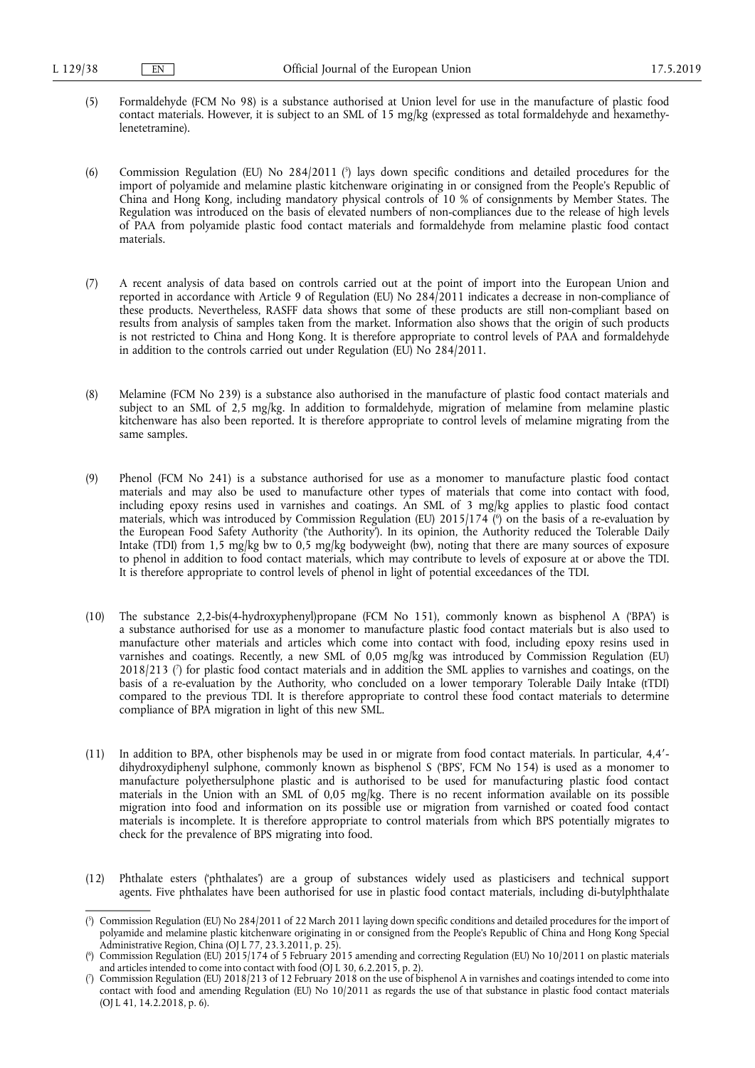(5) Formaldehyde (FCM No 98) is a substance authorised at Union level for use in the manufacture of plastic food contact materials. However, it is subject to an SML of 15 mg/kg (expressed as total formaldehyde and hexamethylenetetramine).

(6) Commission Regulation (EU) No 284/2011 [5] lays down specific conditions and detailed procedures for the import of polyamide and melamine plastic kitchenware originating in or consigned from the People's Republic of China and Hong Kong, including mandatory physical controls of 10 % of consignments by Member States. The Regulation was introduced on the basis of elevated numbers of non-compliances due to the release of high levels of PAA from polyamide plastic food contact materials and formaldehyde from melamine plastic food contact materials.

(7) A recent analysis of data based on controls carried out at the point of import into the European Union and reported in accordance with Article 9 of Regulation (EU) No 284/2011 indicates a decrease in non-compliance of these products. Nevertheless, RASFF data shows that some of these products are still non-compliant based on results from analysis of samples taken from the market. Information also shows that the origin of such products is not restricted to China and Hong Kong. It is therefore appropriate to control levels of PAA and formaldehyde in addition to the controls carried out under Regulation (EU) No 284/2011.

(8) Melamine (FCM No 239) is a substance also authorised in the manufacture of plastic food contact materials and subject to an SML of 2,5 mg/kg. In addition to formaldehyde, migration of melamine from melamine plastic kitchenware has also been reported. It is therefore appropriate to control levels of melamine migrating from the same samples.

(9) Phenol (FCM No 241) is a substance authorised for use as a monomer to manufacture plastic food contact materials and may also be used to manufacture other types of materials that come into contact with food, including epoxy resins used in varnishes and coatings. An SML of 3 mg/kg applies to plastic food contact materials, which was introduced by Commission Regulation (EU) 2015/174 [6] on the basis of a re-evaluation by the European Food Safety Authority ('the Authority'). In its opinion, the Authority reduced the Tolerable Daily Intake (TDI) from 1,5 mg/kg bw to 0,5 mg/kg bodyweight (bw), noting that there are many sources of exposure to phenol in addition to food contact materials, which may contribute to levels of exposure at or above the TDI. It is therefore appropriate to control levels of phenol in light of potential exceedances of the TDI.

(10) The substance 2,2-bis(4-hydroxyphenyl)propane (FCM No 151), commonly known as bisphenol A ('BPA') is a substance authorised for use as a monomer to manufacture plastic food contact materials but is also used to manufacture other materials and articles which come into contact with food, including epoxy resins used in varnishes and coatings. Recently, a new SML of 0,05 mg/kg was introduced by Commission Regulation (EU) 2018/213 [7] for plastic food contact materials and in addition the SML applies to varnishes and coatings, on the basis of a re-evaluation by the Authority, who concluded on a lower temporary Tolerable Daily Intake (tTDI) compared to the previous TDI. It is therefore appropriate to control these food contact materials to determine compliance of BPA migration in light of this new SML.

(11) In addition to BPA, other bisphenols may be used in or migrate from food contact materials. In particular, 4,4′-dihydroxydiphenyl sulphone, commonly known as bisphenol S ('BPS', FCM No 154) is used as a monomer to manufacture polyethersulphone plastic and is authorised to be used for manufacturing plastic food contact materials in the Union with an SML of 0,05 mg/kg. There is no recent information available on its possible migration into food and information on its possible use or migration from varnished or coated food contact materials is incomplete. It is therefore appropriate to control materials from which BPS potentially migrates to check for the prevalence of BPS migrating into food.

(12) Phthalate esters ('phthalates') are a group of substances widely used as plasticisers and technical support agents. Five phthalates have been authorised for use in plastic food contact materials, including di-butylphthalate

---

[5] Commission Regulation (EU) No 284/2011 of 22 March 2011 laying down specific conditions and detailed procedures for the import of polyamide and melamine plastic kitchenware originating in or consigned from the People's Republic of China and Hong Kong Special Administrative Region, China (OJ L 77, 23.3.2011, p. 25).

[6] Commission Regulation (EU) 2015/174 of 5 February 2015 amending and correcting Regulation (EU) No 10/2011 on plastic materials and articles intended to come into contact with food (OJ L 30, 6.2.2015, p. 2).

[7] Commission Regulation (EU) 2018/213 of 12 February 2018 on the use of bisphenol A in varnishes and coatings intended to come into contact with food and amending Regulation (EU) No 10/2011 as regards the use of that substance in plastic food contact materials (OJ L 41, 14.2.2018, p. 6).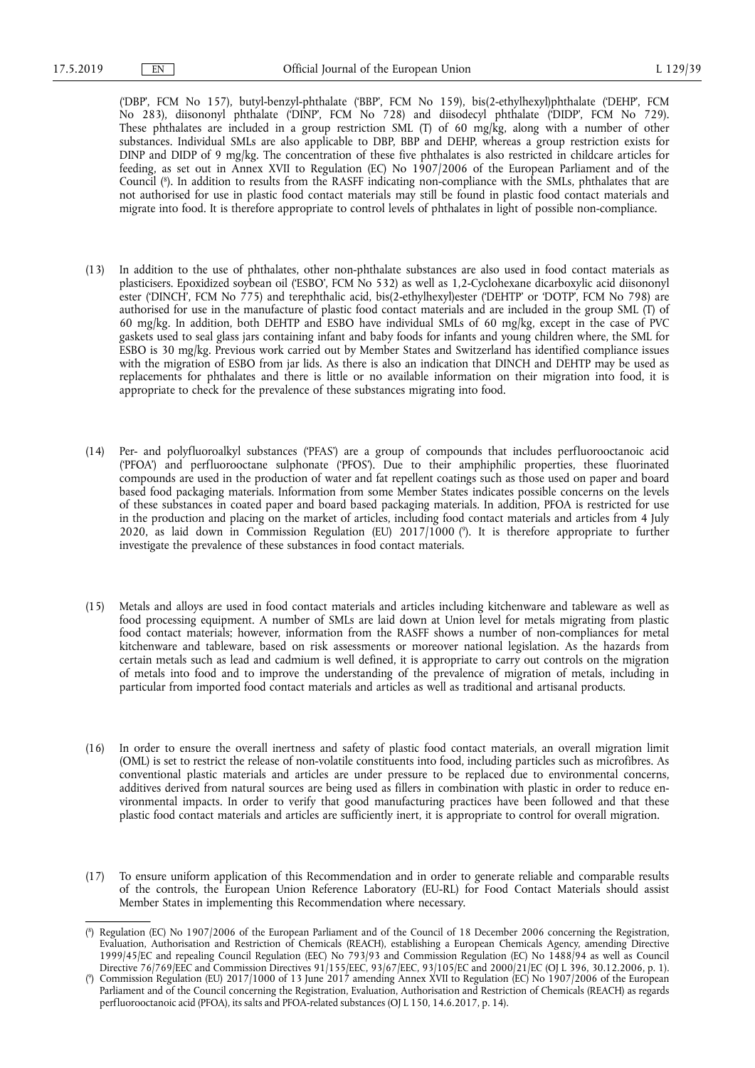('DBP', FCM No 157), butyl-benzyl-phthalate ('BBP', FCM No 159), bis(2-ethylhexyl)phthalate ('DEHP', FCM No 283), diisononyl phthalate ('DINP', FCM No 728) and diisodecyl phthalate ('DIDP', FCM No 729). These phthalates are included in a group restriction SML (T) of 60 mg/kg, along with a number of other substances. Individual SMLs are also applicable to DBP, BBP and DEHP, whereas a group restriction exists for DINP and DIDP of 9 mg/kg. The concentration of these five phthalates is also restricted in childcare articles for feeding, as set out in Annex XVII to Regulation (EC) No 1907/2006 of the European Parliament and of the Council ([8]). In addition to results from the RASFF indicating non-compliance with the SMLs, phthalates that are not authorised for use in plastic food contact materials may still be found in plastic food contact materials and migrate into food. It is therefore appropriate to control levels of phthalates in light of possible non-compliance.

(13) In addition to the use of phthalates, other non-phthalate substances are also used in food contact materials as plasticisers. Epoxidized soybean oil ('ESBO', FCM No 532) as well as 1,2-Cyclohexane dicarboxylic acid diisononyl ester ('DINCH', FCM No 775) and terephthalic acid, bis(2-ethylhexyl)ester ('DEHTP' or 'DOTP', FCM No 798) are authorised for use in the manufacture of plastic food contact materials and are included in the group SML (T) of 60 mg/kg. In addition, both DEHTP and ESBO have individual SMLs of 60 mg/kg, except in the case of PVC gaskets used to seal glass jars containing infant and baby foods for infants and young children where, the SML for ESBO is 30 mg/kg. Previous work carried out by Member States and Switzerland has identified compliance issues with the migration of ESBO from jar lids. As there is also an indication that DINCH and DEHTP may be used as replacements for phthalates and there is little or no available information on their migration into food, it is appropriate to check for the prevalence of these substances migrating into food.

(14) Per- and polyfluoroalkyl substances ('PFAS') are a group of compounds that includes perfluorooctanoic acid ('PFOA') and perfluorooctane sulphonate ('PFOS'). Due to their amphiphilic properties, these fluorinated compounds are used in the production of water and fat repellent coatings such as those used on paper and board based food packaging materials. Information from some Member States indicates possible concerns on the levels of these substances in coated paper and board based packaging materials. In addition, PFOA is restricted for use in the production and placing on the market of articles, including food contact materials and articles from 4 July 2020, as laid down in Commission Regulation (EU) 2017/1000 ([9]). It is therefore appropriate to further investigate the prevalence of these substances in food contact materials.

(15) Metals and alloys are used in food contact materials and articles including kitchenware and tableware as well as food processing equipment. A number of SMLs are laid down at Union level for metals migrating from plastic food contact materials; however, information from the RASFF shows a number of non-compliances for metal kitchenware and tableware, based on risk assessments or moreover national legislation. As the hazards from certain metals such as lead and cadmium is well defined, it is appropriate to carry out controls on the migration of metals into food and to improve the understanding of the prevalence of migration of metals, including in particular from imported food contact materials and articles as well as traditional and artisanal products.

(16) In order to ensure the overall inertness and safety of plastic food contact materials, an overall migration limit (OML) is set to restrict the release of non-volatile constituents into food, including particles such as microfibres. As conventional plastic materials and articles are under pressure to be replaced due to environmental concerns, additives derived from natural sources are being used as fillers in combination with plastic in order to reduce environmental impacts. In order to verify that good manufacturing practices have been followed and that these plastic food contact materials and articles are sufficiently inert, it is appropriate to control for overall migration.

(17) To ensure uniform application of this Recommendation and in order to generate reliable and comparable results of the controls, the European Union Reference Laboratory (EU-RL) for Food Contact Materials should assist Member States in implementing this Recommendation where necessary.

---

([8]) Regulation (EC) No 1907/2006 of the European Parliament and of the Council of 18 December 2006 concerning the Registration, Evaluation, Authorisation and Restriction of Chemicals (REACH), establishing a European Chemicals Agency, amending Directive 1999/45/EC and repealing Council Regulation (EEC) No 793/93 and Commission Regulation (EC) No 1488/94 as well as Council Directive 76/769/EEC and Commission Directives 91/155/EEC, 93/67/EEC, 93/105/EC and 2000/21/EC (OJ L 396, 30.12.2006, p. 1).

([9]) Commission Regulation (EU) 2017/1000 of 13 June 2017 amending Annex XVII to Regulation (EC) No 1907/2006 of the European Parliament and of the Council concerning the Registration, Evaluation, Authorisation and Restriction of Chemicals (REACH) as regards perfluorooctanoic acid (PFOA), its salts and PFOA-related substances (OJ L 150, 14.6.2017, p. 14).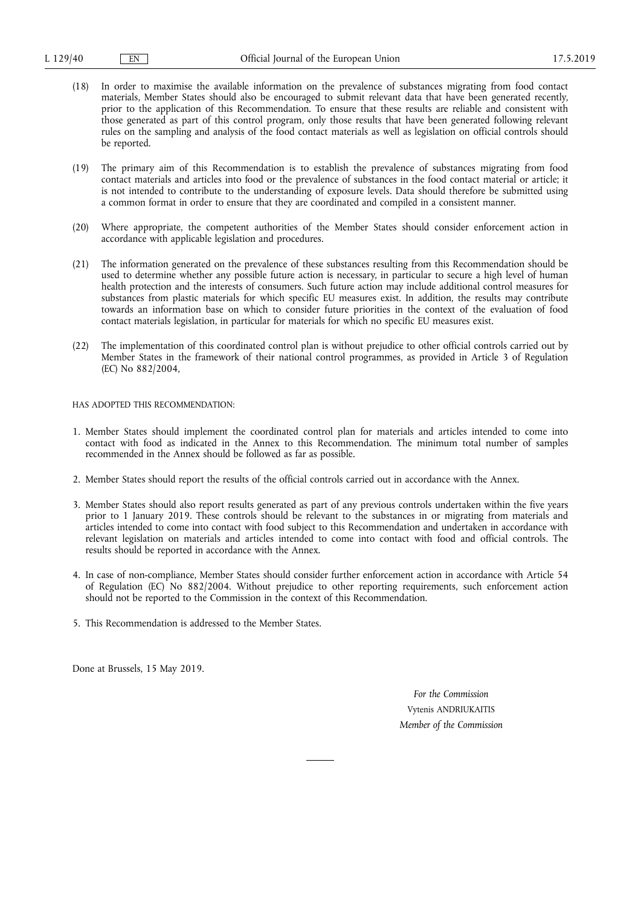(18) In order to maximise the available information on the prevalence of substances migrating from food contact materials, Member States should also be encouraged to submit relevant data that have been generated recently, prior to the application of this Recommendation. To ensure that these results are reliable and consistent with those generated as part of this control program, only those results that have been generated following relevant rules on the sampling and analysis of the food contact materials as well as legislation on official controls should be reported.

(19) The primary aim of this Recommendation is to establish the prevalence of substances migrating from food contact materials and articles into food or the prevalence of substances in the food contact material or article; it is not intended to contribute to the understanding of exposure levels. Data should therefore be submitted using a common format in order to ensure that they are coordinated and compiled in a consistent manner.

(20) Where appropriate, the competent authorities of the Member States should consider enforcement action in accordance with applicable legislation and procedures.

(21) The information generated on the prevalence of these substances resulting from this Recommendation should be used to determine whether any possible future action is necessary, in particular to secure a high level of human health protection and the interests of consumers. Such future action may include additional control measures for substances from plastic materials for which specific EU measures exist. In addition, the results may contribute towards an information base on which to consider future priorities in the context of the evaluation of food contact materials legislation, in particular for materials for which no specific EU measures exist.

(22) The implementation of this coordinated control plan is without prejudice to other official controls carried out by Member States in the framework of their national control programmes, as provided in Article 3 of Regulation (EC) No 882/2004,

HAS ADOPTED THIS RECOMMENDATION:

1. Member States should implement the coordinated control plan for materials and articles intended to come into contact with food as indicated in the Annex to this Recommendation. The minimum total number of samples recommended in the Annex should be followed as far as possible.

2. Member States should report the results of the official controls carried out in accordance with the Annex.

3. Member States should also report results generated as part of any previous controls undertaken within the five years prior to 1 January 2019. These controls should be relevant to the substances in or migrating from materials and articles intended to come into contact with food subject to this Recommendation and undertaken in accordance with relevant legislation on materials and articles intended to come into contact with food and official controls. The results should be reported in accordance with the Annex.

4. In case of non-compliance, Member States should consider further enforcement action in accordance with Article 54 of Regulation (EC) No 882/2004. Without prejudice to other reporting requirements, such enforcement action should not be reported to the Commission in the context of this Recommendation.

5. This Recommendation is addressed to the Member States.

Done at Brussels, 15 May 2019.

*For the Commission*

Vytenis ANDRIUKAITIS

*Member of the Commission*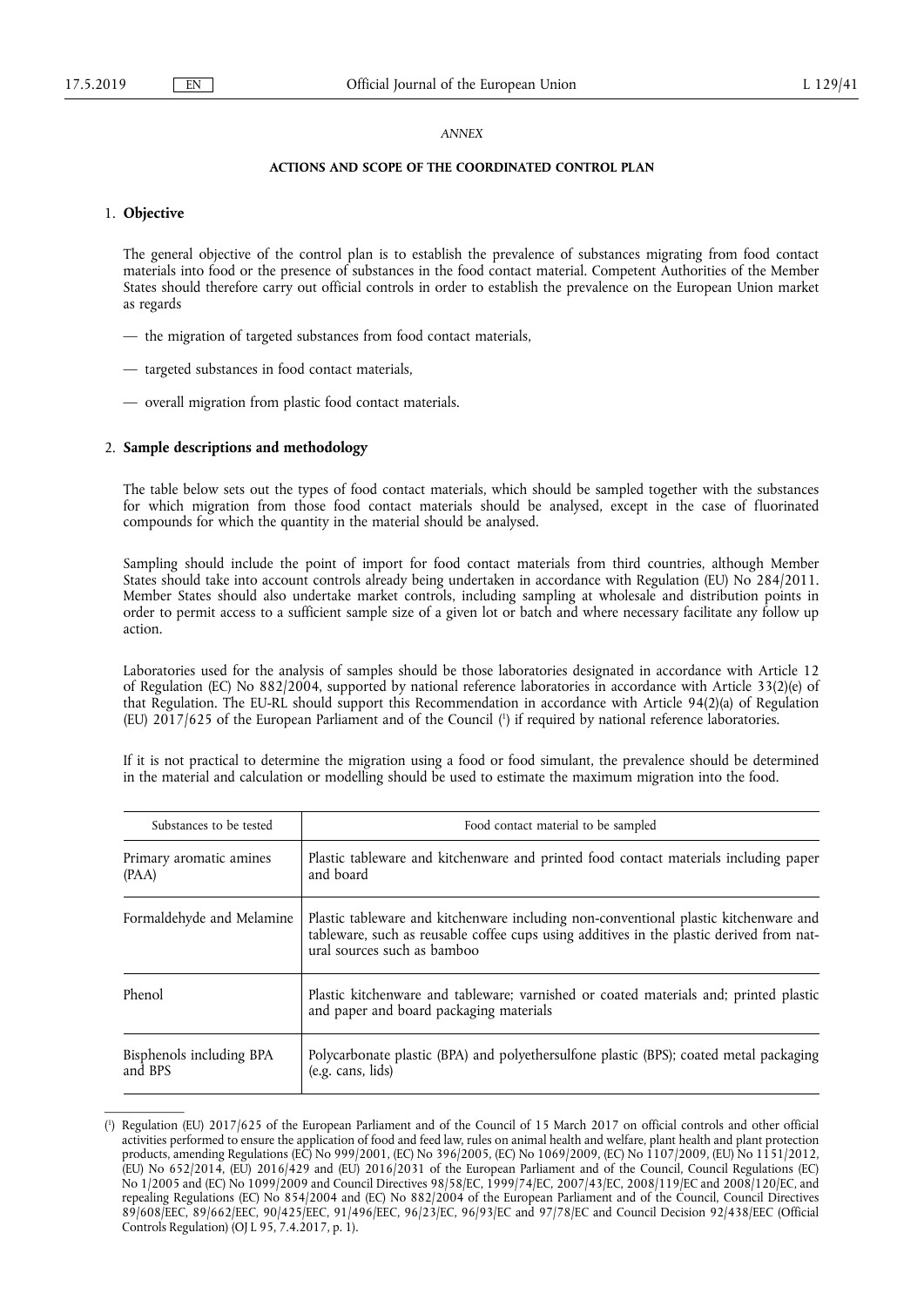*ANNEX*

**ACTIONS AND SCOPE OF THE COORDINATED CONTROL PLAN**

## 1. Objective

The general objective of the control plan is to establish the prevalence of substances migrating from food contact materials into food or the presence of substances in the food contact material. Competent Authorities of the Member States should therefore carry out official controls in order to establish the prevalence on the European Union market as regards

— the migration of targeted substances from food contact materials,

— targeted substances in food contact materials,

— overall migration from plastic food contact materials.

## 2. Sample descriptions and methodology

The table below sets out the types of food contact materials, which should be sampled together with the substances for which migration from those food contact materials should be analysed, except in the case of fluorinated compounds for which the quantity in the material should be analysed.

Sampling should include the point of import for food contact materials from third countries, although Member States should take into account controls already being undertaken in accordance with Regulation (EU) No 284/2011. Member States should also undertake market controls, including sampling at wholesale and distribution points in order to permit access to a sufficient sample size of a given lot or batch and where necessary facilitate any follow up action.

Laboratories used for the analysis of samples should be those laboratories designated in accordance with Article 12 of Regulation (EC) No 882/2004, supported by national reference laboratories in accordance with Article 33(2)(e) of that Regulation. The EU-RL should support this Recommendation in accordance with Article 94(2)(a) of Regulation (EU) 2017/625 of the European Parliament and of the Council [1] if required by national reference laboratories.

If it is not practical to determine the migration using a food or food simulant, the prevalence should be determined in the material and calculation or modelling should be used to estimate the maximum migration into the food.

| Substances to be tested | Food contact material to be sampled |
|---|---|
| Primary aromatic amines (PAA) | Plastic tableware and kitchenware and printed food contact materials including paper and board |
| Formaldehyde and Melamine | Plastic tableware and kitchenware including non-conventional plastic kitchenware and tableware, such as reusable coffee cups using additives in the plastic derived from natural sources such as bamboo |
| Phenol | Plastic kitchenware and tableware; varnished or coated materials and; printed plastic and paper and board packaging materials |
| Bisphenols including BPA and BPS | Polycarbonate plastic (BPA) and polyethersulfone plastic (BPS); coated metal packaging (e.g. cans, lids) |

[1] Regulation (EU) 2017/625 of the European Parliament and of the Council of 15 March 2017 on official controls and other official activities performed to ensure the application of food and feed law, rules on animal health and welfare, plant health and plant protection products, amending Regulations (EC) No 999/2001, (EC) No 396/2005, (EC) No 1069/2009, (EC) No 1107/2009, (EU) No 1151/2012, (EU) No 652/2014, (EU) 2016/429 and (EU) 2016/2031 of the European Parliament and of the Council, Council Regulations (EC) No 1/2005 and (EC) No 1099/2009 and Council Directives 98/58/EC, 1999/74/EC, 2007/43/EC, 2008/119/EC and 2008/120/EC, and repealing Regulations (EC) No 854/2004 and (EC) No 882/2004 of the European Parliament and of the Council, Council Directives 89/608/EEC, 89/662/EEC, 90/425/EEC, 91/496/EEC, 96/23/EC, 96/93/EC and 97/78/EC and Council Decision 92/438/EEC (Official Controls Regulation) (OJ L 95, 7.4.2017, p. 1).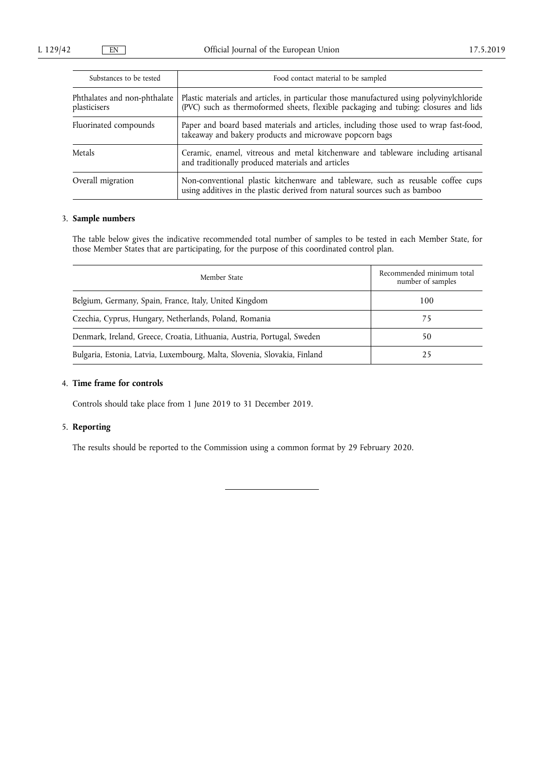| Substances to be tested | Food contact material to be sampled |
|---|---|
| Phthalates and non-phthalate plasticisers | Plastic materials and articles, in particular those manufactured using polyvinylchloride (PVC) such as thermoformed sheets, flexible packaging and tubing; closures and lids |
| Fluorinated compounds | Paper and board based materials and articles, including those used to wrap fast-food, takeaway and bakery products and microwave popcorn bags |
| Metals | Ceramic, enamel, vitreous and metal kitchenware and tableware including artisanal and traditionally produced materials and articles |
| Overall migration | Non-conventional plastic kitchenware and tableware, such as reusable coffee cups using additives in the plastic derived from natural sources such as bamboo |

3. **Sample numbers**

The table below gives the indicative recommended total number of samples to be tested in each Member State, for those Member States that are participating, for the purpose of this coordinated control plan.

| Member State | Recommended minimum total number of samples |
|---|---|
| Belgium, Germany, Spain, France, Italy, United Kingdom | 100 |
| Czechia, Cyprus, Hungary, Netherlands, Poland, Romania | 75 |
| Denmark, Ireland, Greece, Croatia, Lithuania, Austria, Portugal, Sweden | 50 |
| Bulgaria, Estonia, Latvia, Luxembourg, Malta, Slovenia, Slovakia, Finland | 25 |

4. **Time frame for controls**

Controls should take place from 1 June 2019 to 31 December 2019.

5. **Reporting**

The results should be reported to the Commission using a common format by 29 February 2020.